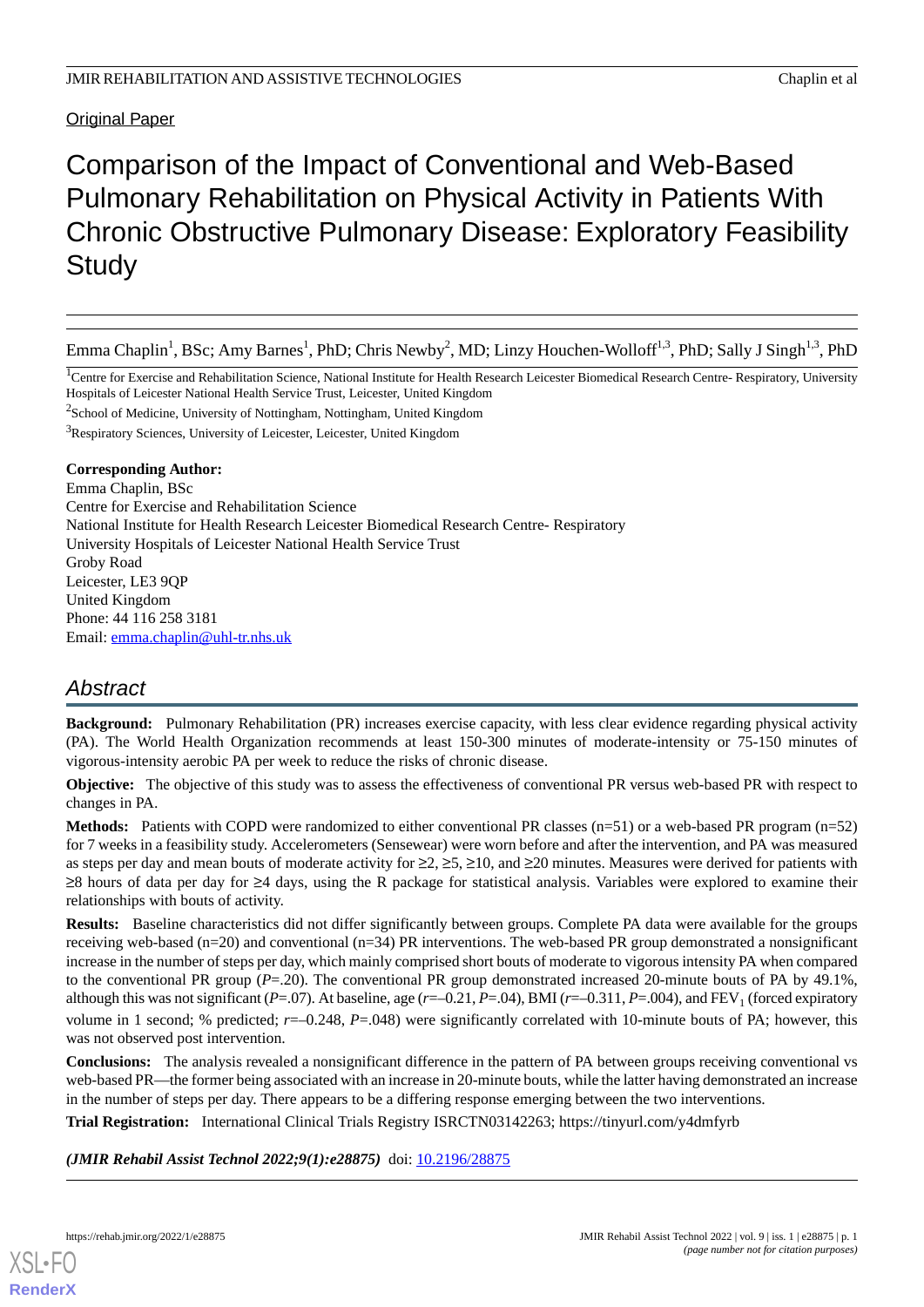Original Paper

# Comparison of the Impact of Conventional and Web-Based Pulmonary Rehabilitation on Physical Activity in Patients With Chronic Obstructive Pulmonary Disease: Exploratory Feasibility Study

Emma Chaplin[1], BSc; Amy Barnes[1], PhD; Chris Newby[2], MD; Linzy Houchen-Wolloff[1,3], PhD; Sally J Singh[1,3], PhD

[1]Centre for Exercise and Rehabilitation Science, National Institute for Health Research Leicester Biomedical Research Centre- Respiratory, University Hospitals of Leicester National Health Service Trust, Leicester, United Kingdom

[2]School of Medicine, University of Nottingham, Nottingham, United Kingdom

[3]Respiratory Sciences, University of Leicester, Leicester, United Kingdom

**Corresponding Author:**
Emma Chaplin, BSc
Centre for Exercise and Rehabilitation Science
National Institute for Health Research Leicester Biomedical Research Centre- Respiratory
University Hospitals of Leicester National Health Service Trust
Groby Road
Leicester, LE3 9QP
United Kingdom
Phone: 44 116 258 3181
Email: emma.chaplin@uhl-tr.nhs.uk

## Abstract

**Background:** Pulmonary Rehabilitation (PR) increases exercise capacity, with less clear evidence regarding physical activity (PA). The World Health Organization recommends at least 150-300 minutes of moderate-intensity or 75-150 minutes of vigorous-intensity aerobic PA per week to reduce the risks of chronic disease.

**Objective:** The objective of this study was to assess the effectiveness of conventional PR versus web-based PR with respect to changes in PA.

**Methods:** Patients with COPD were randomized to either conventional PR classes (n=51) or a web-based PR program (n=52) for 7 weeks in a feasibility study. Accelerometers (Sensewear) were worn before and after the intervention, and PA was measured as steps per day and mean bouts of moderate activity for ≥2, ≥5, ≥10, and ≥20 minutes. Measures were derived for patients with ≥8 hours of data per day for ≥4 days, using the R package for statistical analysis. Variables were explored to examine their relationships with bouts of activity.

**Results:** Baseline characteristics did not differ significantly between groups. Complete PA data were available for the groups receiving web-based (n=20) and conventional (n=34) PR interventions. The web-based PR group demonstrated a nonsignificant increase in the number of steps per day, which mainly comprised short bouts of moderate to vigorous intensity PA when compared to the conventional PR group (*P*=.20). The conventional PR group demonstrated increased 20-minute bouts of PA by 49.1%, although this was not significant (*P*=.07). At baseline, age (*r*=–0.21, *P*=.04), BMI (*r*=–0.311, *P*=.004), and $FEV_1$ (forced expiratory volume in 1 second; % predicted; *r*=–0.248, *P*=.048) were significantly correlated with 10-minute bouts of PA; however, this was not observed post intervention.

**Conclusions:** The analysis revealed a nonsignificant difference in the pattern of PA between groups receiving conventional vs web-based PR—the former being associated with an increase in 20-minute bouts, while the latter having demonstrated an increase in the number of steps per day. There appears to be a differing response emerging between the two interventions.

**Trial Registration:** International Clinical Trials Registry ISRCTN03142263; https://tinyurl.com/y4dmfyrb

***(JMIR Rehabil Assist Technol 2022;9(1):e28875)*** doi: 10.2196/28875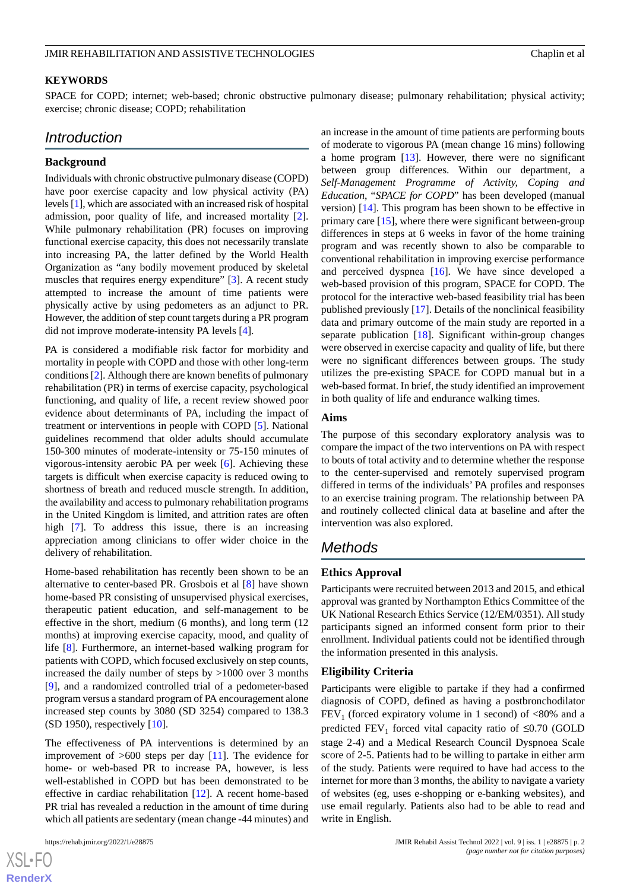## KEYWORDS

SPACE for COPD; internet; web-based; chronic obstructive pulmonary disease; pulmonary rehabilitation; physical activity; exercise; chronic disease; COPD; rehabilitation

## Introduction

### Background

Individuals with chronic obstructive pulmonary disease (COPD) have poor exercise capacity and low physical activity (PA) levels [1], which are associated with an increased risk of hospital admission, poor quality of life, and increased mortality [2]. While pulmonary rehabilitation (PR) focuses on improving functional exercise capacity, this does not necessarily translate into increasing PA, the latter defined by the World Health Organization as "any bodily movement produced by skeletal muscles that requires energy expenditure" [3]. A recent study attempted to increase the amount of time patients were physically active by using pedometers as an adjunct to PR. However, the addition of step count targets during a PR program did not improve moderate-intensity PA levels [4].

PA is considered a modifiable risk factor for morbidity and mortality in people with COPD and those with other long-term conditions [2]. Although there are known benefits of pulmonary rehabilitation (PR) in terms of exercise capacity, psychological functioning, and quality of life, a recent review showed poor evidence about determinants of PA, including the impact of treatment or interventions in people with COPD [5]. National guidelines recommend that older adults should accumulate 150-300 minutes of moderate-intensity or 75-150 minutes of vigorous-intensity aerobic PA per week [6]. Achieving these targets is difficult when exercise capacity is reduced owing to shortness of breath and reduced muscle strength. In addition, the availability and access to pulmonary rehabilitation programs in the United Kingdom is limited, and attrition rates are often high [7]. To address this issue, there is an increasing appreciation among clinicians to offer wider choice in the delivery of rehabilitation.

Home-based rehabilitation has recently been shown to be an alternative to center-based PR. Grosbois et al [8] have shown home-based PR consisting of unsupervised physical exercises, therapeutic patient education, and self-management to be effective in the short, medium (6 months), and long term (12 months) at improving exercise capacity, mood, and quality of life [8]. Furthermore, an internet-based walking program for patients with COPD, which focused exclusively on step counts, increased the daily number of steps by >1000 over 3 months [9], and a randomized controlled trial of a pedometer-based program versus a standard program of PA encouragement alone increased step counts by 3080 (SD 3254) compared to 138.3 (SD 1950), respectively [10].

The effectiveness of PA interventions is determined by an improvement of >600 steps per day [11]. The evidence for home- or web-based PR to increase PA, however, is less well-established in COPD but has been demonstrated to be effective in cardiac rehabilitation [12]. A recent home-based PR trial has revealed a reduction in the amount of time during which all patients are sedentary (mean change -44 minutes) and an increase in the amount of time patients are performing bouts of moderate to vigorous PA (mean change 16 mins) following a home program [13]. However, there were no significant between group differences. Within our department, a *Self-Management Programme of Activity, Coping and Education*, "*SPACE for COPD*" has been developed (manual version) [14]. This program has been shown to be effective in primary care [15], where there were significant between-group differences in steps at 6 weeks in favor of the home training program and was recently shown to also be comparable to conventional rehabilitation in improving exercise performance and perceived dyspnea [16]. We have since developed a web-based provision of this program, SPACE for COPD. The protocol for the interactive web-based feasibility trial has been published previously [17]. Details of the nonclinical feasibility data and primary outcome of the main study are reported in a separate publication [18]. Significant within-group changes were observed in exercise capacity and quality of life, but there were no significant differences between groups. The study utilizes the pre-existing SPACE for COPD manual but in a web-based format. In brief, the study identified an improvement in both quality of life and endurance walking times.

### Aims

The purpose of this secondary exploratory analysis was to compare the impact of the two interventions on PA with respect to bouts of total activity and to determine whether the response to the center-supervised and remotely supervised program differed in terms of the individuals' PA profiles and responses to an exercise training program. The relationship between PA and routinely collected clinical data at baseline and after the intervention was also explored.

## Methods

### Ethics Approval

Participants were recruited between 2013 and 2015, and ethical approval was granted by Northampton Ethics Committee of the UK National Research Ethics Service (12/EM/0351). All study participants signed an informed consent form prior to their enrollment. Individual patients could not be identified through the information presented in this analysis.

### Eligibility Criteria

Participants were eligible to partake if they had a confirmed diagnosis of COPD, defined as having a postbronchodilator $FEV_1$ (forced expiratory volume in 1 second) of <80% and a predicted $FEV_1$ forced vital capacity ratio of ≤0.70 (GOLD stage 2-4) and a Medical Research Council Dyspnoea Scale score of 2-5. Patients had to be willing to partake in either arm of the study. Patients were required to have had access to the internet for more than 3 months, the ability to navigate a variety of websites (eg, uses e-shopping or e-banking websites), and use email regularly. Patients also had to be able to read and write in English.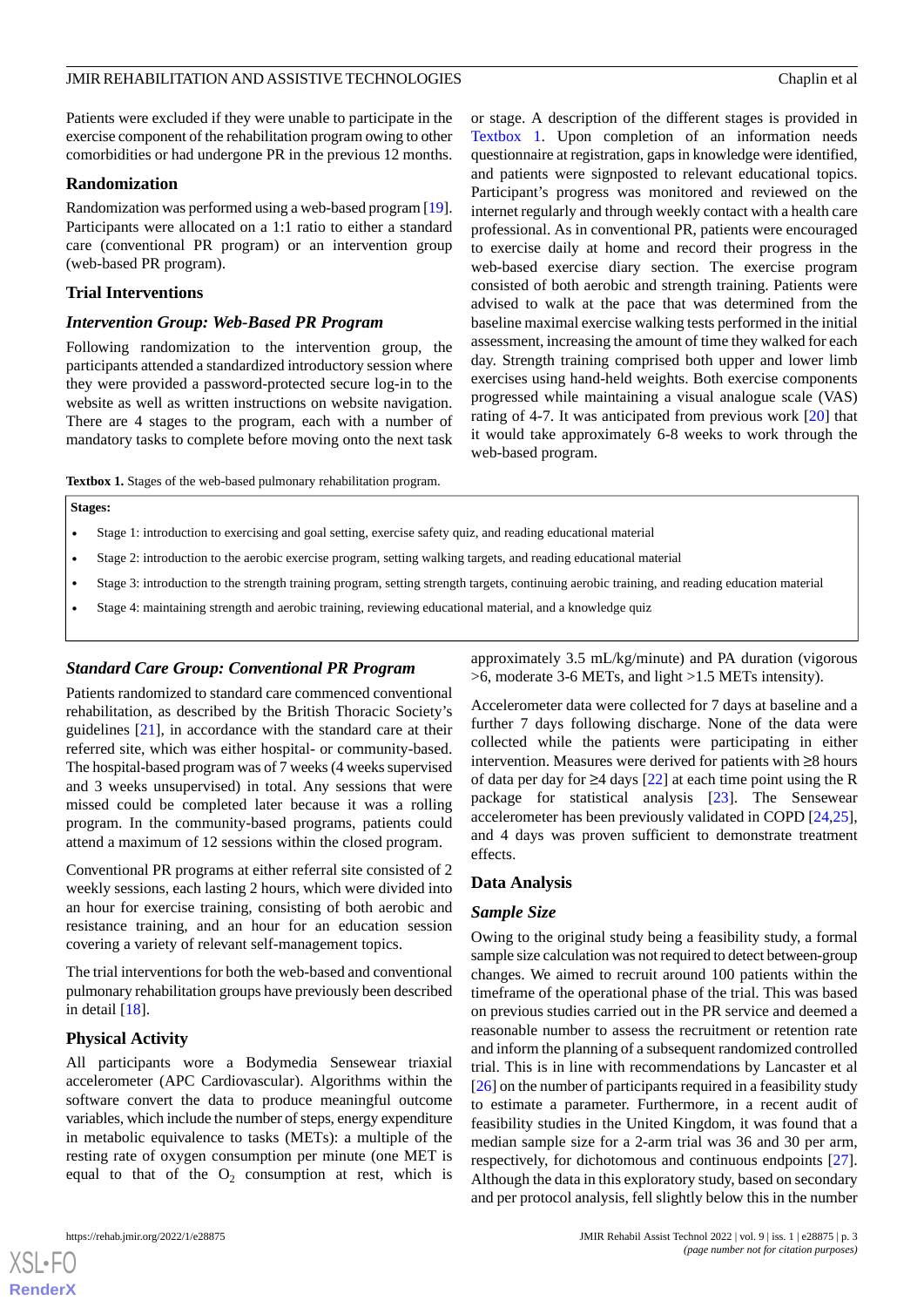Patients were excluded if they were unable to participate in the exercise component of the rehabilitation program owing to other comorbidities or had undergone PR in the previous 12 months.

## Randomization

Randomization was performed using a web-based program [19]. Participants were allocated on a 1:1 ratio to either a standard care (conventional PR program) or an intervention group (web-based PR program).

## Trial Interventions

### *Intervention Group: Web-Based PR Program*

Following randomization to the intervention group, the participants attended a standardized introductory session where they were provided a password-protected secure log-in to the website as well as written instructions on website navigation. There are 4 stages to the program, each with a number of mandatory tasks to complete before moving onto the next task or stage. A description of the different stages is provided in Textbox 1. Upon completion of an information needs questionnaire at registration, gaps in knowledge were identified, and patients were signposted to relevant educational topics. Participant's progress was monitored and reviewed on the internet regularly and through weekly contact with a health care professional. As in conventional PR, patients were encouraged to exercise daily at home and record their progress in the web-based exercise diary section. The exercise program consisted of both aerobic and strength training. Patients were advised to walk at the pace that was determined from the baseline maximal exercise walking tests performed in the initial assessment, increasing the amount of time they walked for each day. Strength training comprised both upper and lower limb exercises using hand-held weights. Both exercise components progressed while maintaining a visual analogue scale (VAS) rating of 4-7. It was anticipated from previous work [20] that it would take approximately 6-8 weeks to work through the web-based program.

**Textbox 1.** Stages of the web-based pulmonary rehabilitation program.

**Stages:**

- Stage 1: introduction to exercising and goal setting, exercise safety quiz, and reading educational material
- Stage 2: introduction to the aerobic exercise program, setting walking targets, and reading educational material
- Stage 3: introduction to the strength training program, setting strength targets, continuing aerobic training, and reading education material
- Stage 4: maintaining strength and aerobic training, reviewing educational material, and a knowledge quiz

### *Standard Care Group: Conventional PR Program*

Patients randomized to standard care commenced conventional rehabilitation, as described by the British Thoracic Society's guidelines [21], in accordance with the standard care at their referred site, which was either hospital- or community-based. The hospital-based program was of 7 weeks (4 weeks supervised and 3 weeks unsupervised) in total. Any sessions that were missed could be completed later because it was a rolling program. In the community-based programs, patients could attend a maximum of 12 sessions within the closed program.

Conventional PR programs at either referral site consisted of 2 weekly sessions, each lasting 2 hours, which were divided into an hour for exercise training, consisting of both aerobic and resistance training, and an hour for an education session covering a variety of relevant self-management topics.

The trial interventions for both the web-based and conventional pulmonary rehabilitation groups have previously been described in detail [18].

## Physical Activity

All participants wore a Bodymedia Sensewear triaxial accelerometer (APC Cardiovascular). Algorithms within the software convert the data to produce meaningful outcome variables, which include the number of steps, energy expenditure in metabolic equivalence to tasks (METs): a multiple of the resting rate of oxygen consumption per minute (one MET is equal to that of the $O_2$ consumption at rest, which is approximately 3.5 mL/kg/minute) and PA duration (vigorous >6, moderate 3-6 METs, and light >1.5 METs intensity).

Accelerometer data were collected for 7 days at baseline and a further 7 days following discharge. None of the data were collected while the patients were participating in either intervention. Measures were derived for patients with ≥8 hours of data per day for ≥4 days [22] at each time point using the R package for statistical analysis [23]. The Sensewear accelerometer has been previously validated in COPD [24,25], and 4 days was proven sufficient to demonstrate treatment effects.

## Data Analysis

### *Sample Size*

Owing to the original study being a feasibility study, a formal sample size calculation was not required to detect between-group changes. We aimed to recruit around 100 patients within the timeframe of the operational phase of the trial. This was based on previous studies carried out in the PR service and deemed a reasonable number to assess the recruitment or retention rate and inform the planning of a subsequent randomized controlled trial. This is in line with recommendations by Lancaster et al [26] on the number of participants required in a feasibility study to estimate a parameter. Furthermore, in a recent audit of feasibility studies in the United Kingdom, it was found that a median sample size for a 2-arm trial was 36 and 30 per arm, respectively, for dichotomous and continuous endpoints [27]. Although the data in this exploratory study, based on secondary and per protocol analysis, fell slightly below this in the number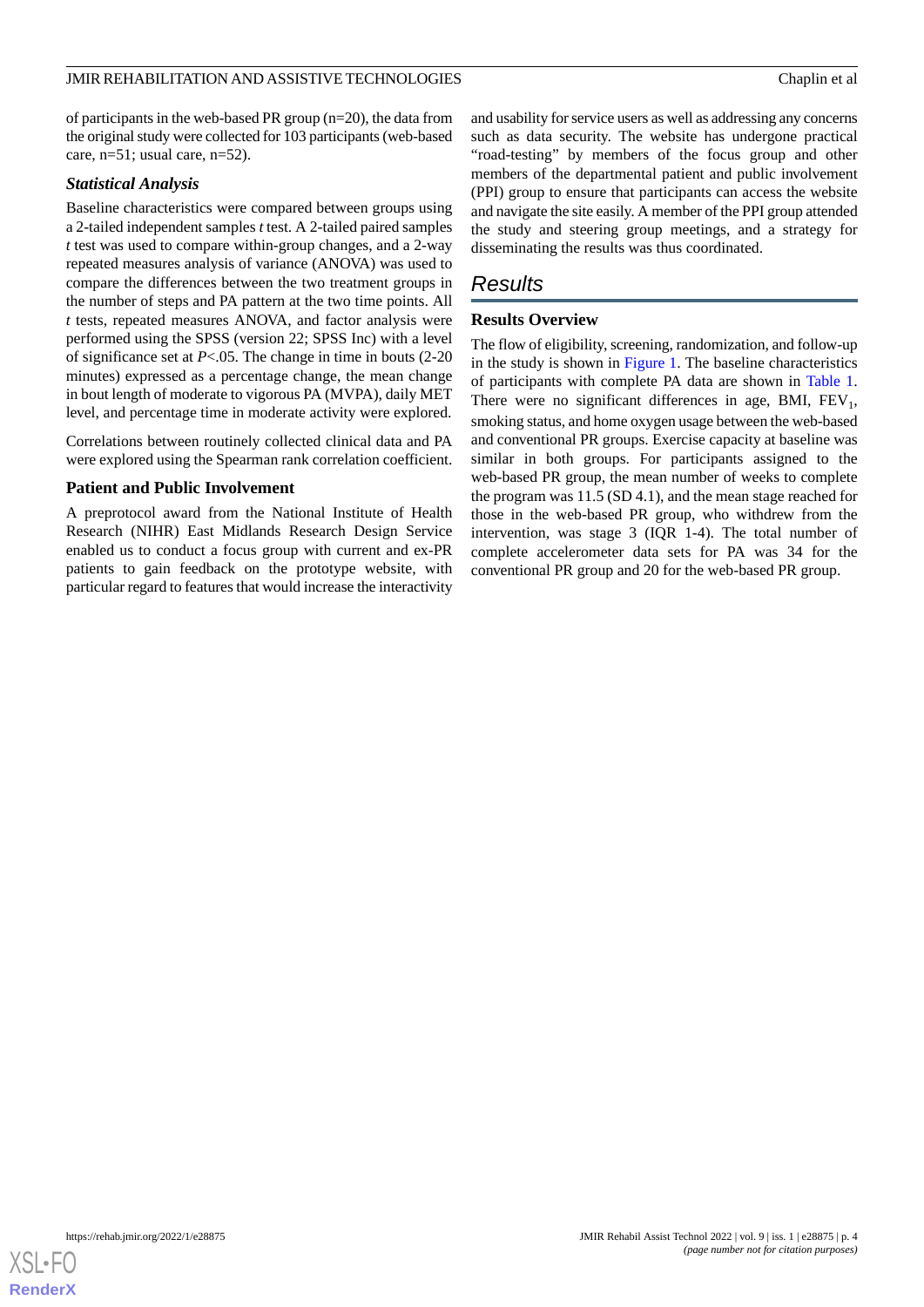of participants in the web-based PR group (n=20), the data from the original study were collected for 103 participants (web-based care, n=51; usual care, n=52).

### *Statistical Analysis*

Baseline characteristics were compared between groups using a 2-tailed independent samples *t* test. A 2-tailed paired samples *t* test was used to compare within-group changes, and a 2-way repeated measures analysis of variance (ANOVA) was used to compare the differences between the two treatment groups in the number of steps and PA pattern at the two time points. All *t* tests, repeated measures ANOVA, and factor analysis were performed using the SPSS (version 22; SPSS Inc) with a level of significance set at $P<.05$. The change in time in bouts (2-20 minutes) expressed as a percentage change, the mean change in bout length of moderate to vigorous PA (MVPA), daily MET level, and percentage time in moderate activity were explored.

Correlations between routinely collected clinical data and PA were explored using the Spearman rank correlation coefficient.

### Patient and Public Involvement

A preprotocol award from the National Institute of Health Research (NIHR) East Midlands Research Design Service enabled us to conduct a focus group with current and ex-PR patients to gain feedback on the prototype website, with particular regard to features that would increase the interactivity and usability for service users as well as addressing any concerns such as data security. The website has undergone practical "road-testing" by members of the focus group and other members of the departmental patient and public involvement (PPI) group to ensure that participants can access the website and navigate the site easily. A member of the PPI group attended the study and steering group meetings, and a strategy for disseminating the results was thus coordinated.

## Results

### Results Overview

The flow of eligibility, screening, randomization, and follow-up in the study is shown in Figure 1. The baseline characteristics of participants with complete PA data are shown in Table 1. There were no significant differences in age, BMI, $FEV_1$, smoking status, and home oxygen usage between the web-based and conventional PR groups. Exercise capacity at baseline was similar in both groups. For participants assigned to the web-based PR group, the mean number of weeks to complete the program was 11.5 (SD 4.1), and the mean stage reached for those in the web-based PR group, who withdrew from the intervention, was stage 3 (IQR 1-4). The total number of complete accelerometer data sets for PA was 34 for the conventional PR group and 20 for the web-based PR group.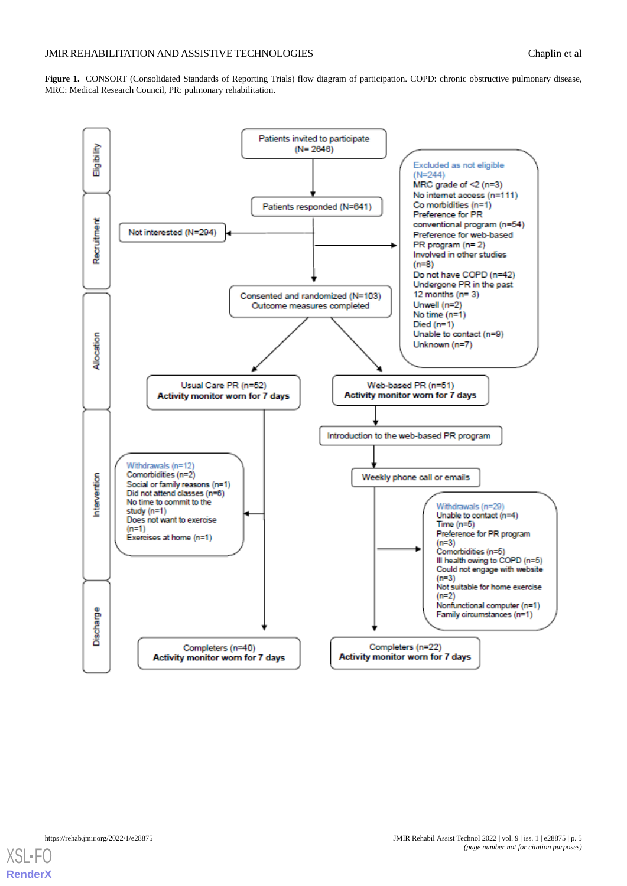**Figure 1.** CONSORT (Consolidated Standards of Reporting Trials) flow diagram of participation. COPD: chronic obstructive pulmonary disease, MRC: Medical Research Council, PR: pulmonary rehabilitation.

**Eligibility**

Patients invited to participate (N= 2646)

**Recruitment**

Patients responded (N=641)

Not interested (N=294)

Excluded as not eligible (N=244)
- MRC grade of <2 (n=3)
- No internet access (n=111)
- Co morbidities (n=1)
- Preference for PR conventional program (n=54)
- Preference for web-based PR program (n= 2)
- Involved in other studies (n=8)
- Do not have COPD (n=42)
- Undergone PR in the past 12 months (n= 3)
- Unwell (n=2)
- No time (n=1)
- Died (n=1)
- Unable to contact (n=9)
- Unknown (n=7)

Consented and randomized (N=103)
Outcome measures completed

**Allocation**

Usual Care PR (n=52)
**Activity monitor worn for 7 days**

Web-based PR (n=51)
**Activity monitor worn for 7 days**

**Intervention**

Introduction to the web-based PR program

Weekly phone call or emails

Withdrawals (n=12)
- Comorbidities (n=2)
- Social or family reasons (n=1)
- Did not attend classes (n=6)
- No time to commit to the study (n=1)
- Does not want to exercise (n=1)
- Exercises at home (n=1)

Withdrawals (n=29)
- Unable to contact (n=4)
- Time (n=5)
- Preference for PR program (n=3)
- Comorbidities (n=5)
- Ill health owing to COPD (n=5)
- Could not engage with website (n=3)
- Not suitable for home exercise (n=2)
- Nonfunctional computer (n=1)
- Family circumstances (n=1)

**Discharge**

Completers (n=40)
**Activity monitor worn for 7 days**

Completers (n=22)
**Activity monitor worn for 7 days**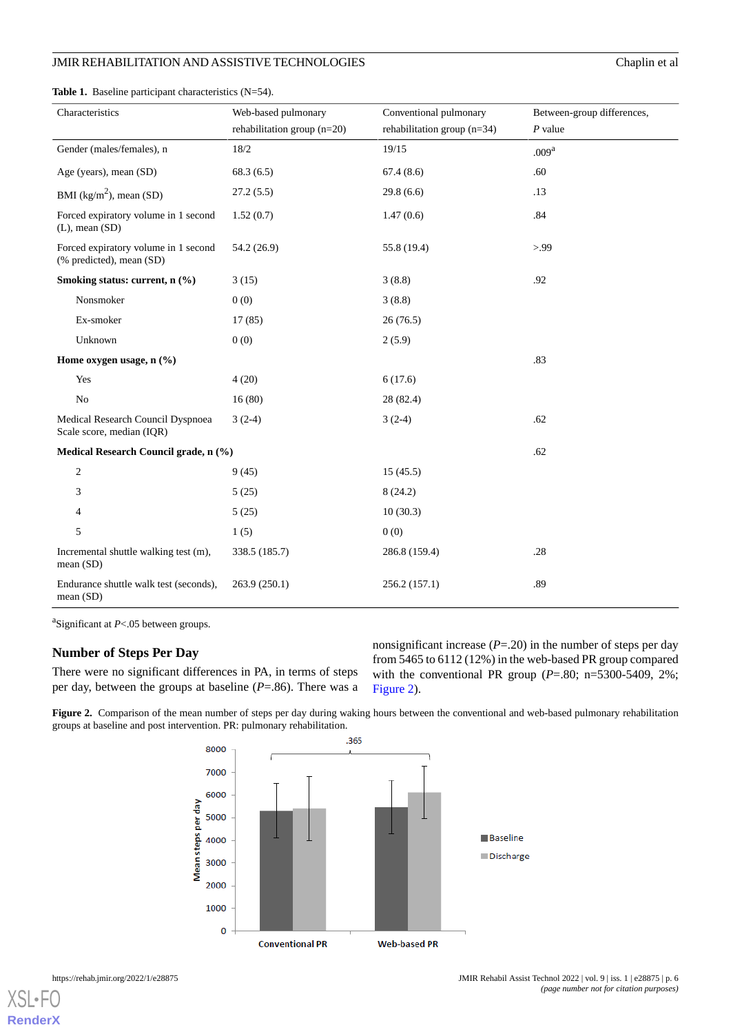**Table 1.** Baseline participant characteristics (N=54).

| Characteristics | Web-based pulmonary rehabilitation group (n=20) | Conventional pulmonary rehabilitation group (n=34) | Between-group differences, *P* value |
|---|---|---|---|
| Gender (males/females), n | 18/2 | 19/15 | .009[a] |
| Age (years), mean (SD) | 68.3 (6.5) | 67.4 (8.6) | .60 |
| BMI (kg/m$^2$), mean (SD) | 27.2 (5.5) | 29.8 (6.6) | .13 |
| Forced expiratory volume in 1 second (L), mean (SD) | 1.52 (0.7) | 1.47 (0.6) | .84 |
| Forced expiratory volume in 1 second (% predicted), mean (SD) | 54.2 (26.9) | 55.8 (19.4) | >.99 |
| **Smoking status: current, n (%)** | 3 (15) | 3 (8.8) | .92 |
| Nonsmoker | 0 (0) | 3 (8.8) | |
| Ex-smoker | 17 (85) | 26 (76.5) | |
| Unknown | 0 (0) | 2 (5.9) | |
| **Home oxygen usage, n (%)** | | | .83 |
| Yes | 4 (20) | 6 (17.6) | |
| No | 16 (80) | 28 (82.4) | |
| Medical Research Council Dyspnoea Scale score, median (IQR) | 3 (2-4) | 3 (2-4) | .62 |
| **Medical Research Council grade, n (%)** | | | .62 |
| 2 | 9 (45) | 15 (45.5) | |
| 3 | 5 (25) | 8 (24.2) | |
| 4 | 5 (25) | 10 (30.3) | |
| 5 | 1 (5) | 0 (0) | |
| Incremental shuttle walking test (m), mean (SD) | 338.5 (185.7) | 286.8 (159.4) | .28 |
| Endurance shuttle walk test (seconds), mean (SD) | 263.9 (250.1) | 256.2 (157.1) | .89 |

[a]Significant at *P*<.05 between groups.

### Number of Steps Per Day

There were no significant differences in PA, in terms of steps per day, between the groups at baseline (*P*=.86). There was a nonsignificant increase (*P*=.20) in the number of steps per day from 5465 to 6112 (12%) in the web-based PR group compared with the conventional PR group (*P*=.80; n=5300-5409, 2%; Figure 2).

**Figure 2.** Comparison of the mean number of steps per day during waking hours between the conventional and web-based pulmonary rehabilitation groups at baseline and post intervention. PR: pulmonary rehabilitation.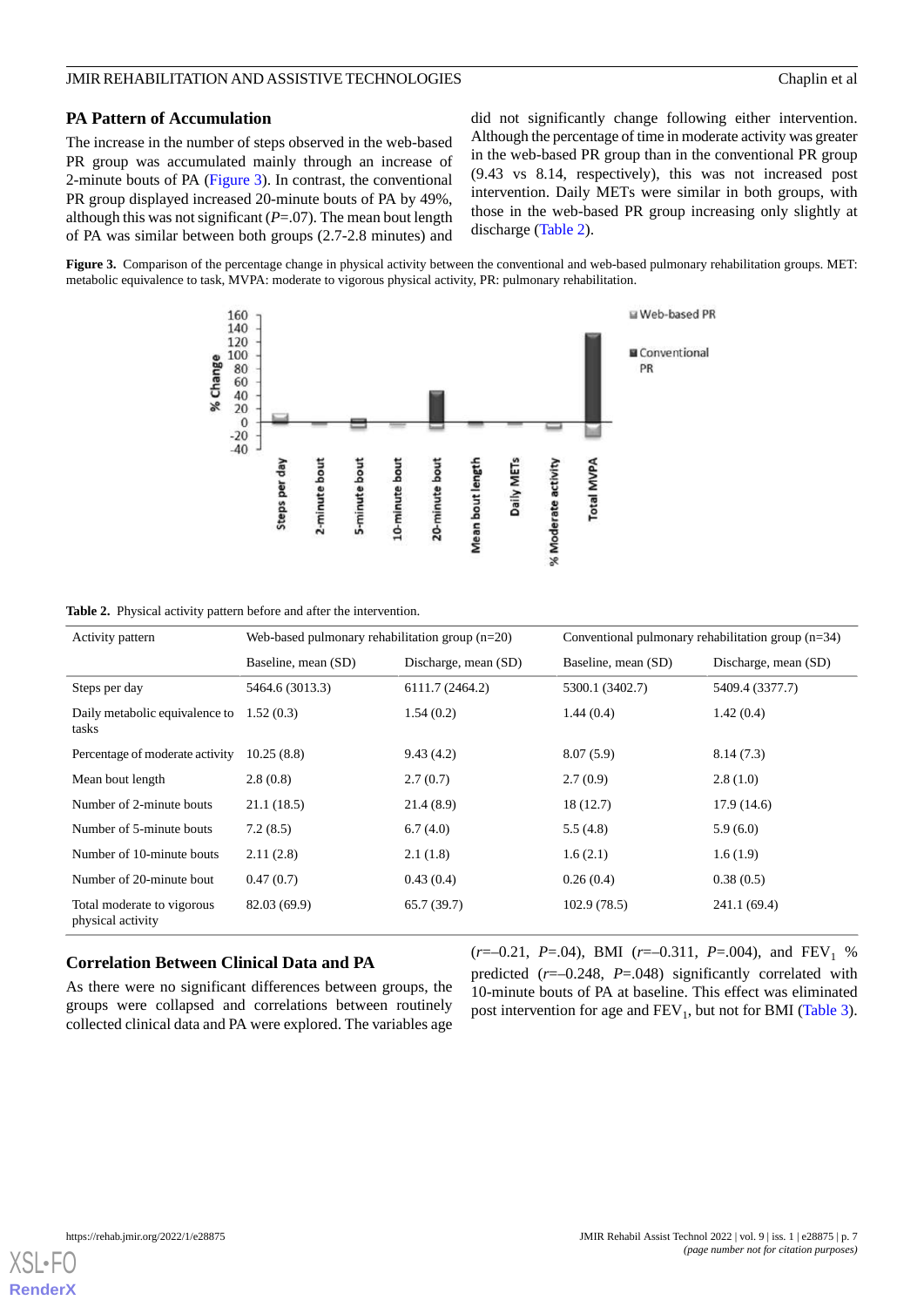## PA Pattern of Accumulation

The increase in the number of steps observed in the web-based PR group was accumulated mainly through an increase of 2-minute bouts of PA (Figure 3). In contrast, the conventional PR group displayed increased 20-minute bouts of PA by 49%, although this was not significant (*P*=.07). The mean bout length of PA was similar between both groups (2.7-2.8 minutes) and did not significantly change following either intervention. Although the percentage of time in moderate activity was greater in the web-based PR group than in the conventional PR group (9.43 vs 8.14, respectively), this was not increased post intervention. Daily METs were similar in both groups, with those in the web-based PR group increasing only slightly at discharge (Table 2).

**Figure 3.** Comparison of the percentage change in physical activity between the conventional and web-based pulmonary rehabilitation groups. MET: metabolic equivalence to task, MVPA: moderate to vigorous physical activity, PR: pulmonary rehabilitation.

**Table 2.** Physical activity pattern before and after the intervention.

| Activity pattern | Web-based pulmonary rehabilitation group (n=20) | | Conventional pulmonary rehabilitation group (n=34) | |
|---|---|---|---|---|
| | Baseline, mean (SD) | Discharge, mean (SD) | Baseline, mean (SD) | Discharge, mean (SD) |
| Steps per day | 5464.6 (3013.3) | 6111.7 (2464.2) | 5300.1 (3402.7) | 5409.4 (3377.7) |
| Daily metabolic equivalence to tasks | 1.52 (0.3) | 1.54 (0.2) | 1.44 (0.4) | 1.42 (0.4) |
| Percentage of moderate activity | 10.25 (8.8) | 9.43 (4.2) | 8.07 (5.9) | 8.14 (7.3) |
| Mean bout length | 2.8 (0.8) | 2.7 (0.7) | 2.7 (0.9) | 2.8 (1.0) |
| Number of 2-minute bouts | 21.1 (18.5) | 21.4 (8.9) | 18 (12.7) | 17.9 (14.6) |
| Number of 5-minute bouts | 7.2 (8.5) | 6.7 (4.0) | 5.5 (4.8) | 5.9 (6.0) |
| Number of 10-minute bouts | 2.11 (2.8) | 2.1 (1.8) | 1.6 (2.1) | 1.6 (1.9) |
| Number of 20-minute bout | 0.47 (0.7) | 0.43 (0.4) | 0.26 (0.4) | 0.38 (0.5) |
| Total moderate to vigorous physical activity | 82.03 (69.9) | 65.7 (39.7) | 102.9 (78.5) | 241.1 (69.4) |

## Correlation Between Clinical Data and PA

As there were no significant differences between groups, the groups were collapsed and correlations between routinely collected clinical data and PA were explored. The variables age (*r*=–0.21, *P*=.04), BMI (*r*=–0.311, *P*=.004), and $FEV_1$ % predicted (*r*=–0.248, *P*=.048) significantly correlated with 10-minute bouts of PA at baseline. This effect was eliminated post intervention for age and $FEV_1$, but not for BMI (Table 3).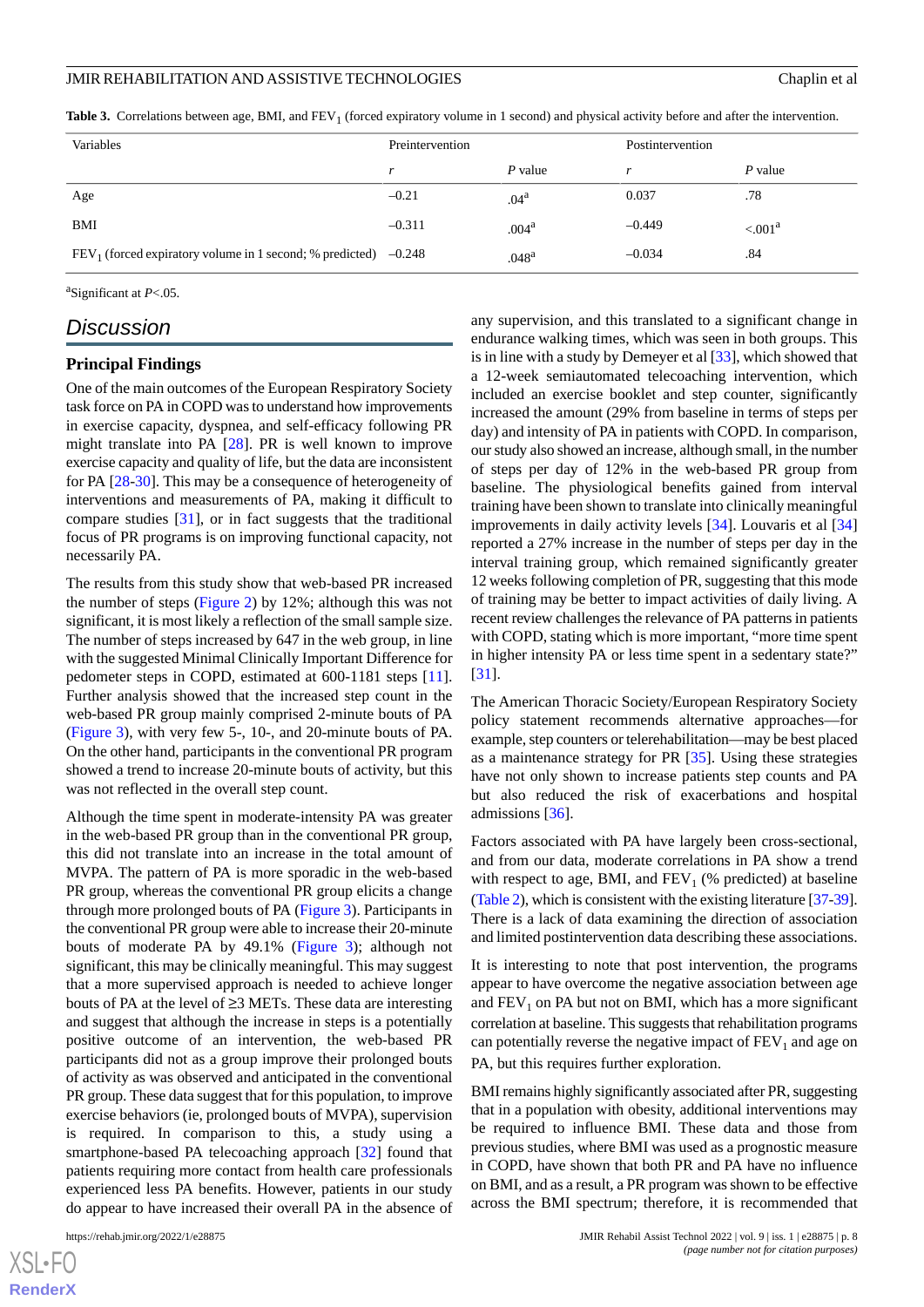**Table 3.** Correlations between age, BMI, and $FEV_1$ (forced expiratory volume in 1 second) and physical activity before and after the intervention.

| Variables | Preintervention | | Postintervention | |
|---|---|---|---|---|
| | *r* | *P* value | *r* | *P* value |
| Age | –0.21 | .04[a] | 0.037 | .78 |
| BMI | –0.311 | .004[a] | –0.449 | <.001[a] |
| $FEV_1$ (forced expiratory volume in 1 second; % predicted) | –0.248 | .048[a] | –0.034 | .84 |

[a]Significant at $P<.05$.

## Discussion

### Principal Findings

One of the main outcomes of the European Respiratory Society task force on PA in COPD was to understand how improvements in exercise capacity, dyspnea, and self-efficacy following PR might translate into PA [28]. PR is well known to improve exercise capacity and quality of life, but the data are inconsistent for PA [28-30]. This may be a consequence of heterogeneity of interventions and measurements of PA, making it difficult to compare studies [31], or in fact suggests that the traditional focus of PR programs is on improving functional capacity, not necessarily PA.

The results from this study show that web-based PR increased the number of steps (Figure 2) by 12%; although this was not significant, it is most likely a reflection of the small sample size. The number of steps increased by 647 in the web group, in line with the suggested Minimal Clinically Important Difference for pedometer steps in COPD, estimated at 600-1181 steps [11]. Further analysis showed that the increased step count in the web-based PR group mainly comprised 2-minute bouts of PA (Figure 3), with very few 5-, 10-, and 20-minute bouts of PA. On the other hand, participants in the conventional PR program showed a trend to increase 20-minute bouts of activity, but this was not reflected in the overall step count.

Although the time spent in moderate-intensity PA was greater in the web-based PR group than in the conventional PR group, this did not translate into an increase in the total amount of MVPA. The pattern of PA is more sporadic in the web-based PR group, whereas the conventional PR group elicits a change through more prolonged bouts of PA (Figure 3). Participants in the conventional PR group were able to increase their 20-minute bouts of moderate PA by 49.1% (Figure 3); although not significant, this may be clinically meaningful. This may suggest that a more supervised approach is needed to achieve longer bouts of PA at the level of ≥3 METs. These data are interesting and suggest that although the increase in steps is a potentially positive outcome of an intervention, the web-based PR participants did not as a group improve their prolonged bouts of activity as was observed and anticipated in the conventional PR group. These data suggest that for this population, to improve exercise behaviors (ie, prolonged bouts of MVPA), supervision is required. In comparison to this, a study using a smartphone-based PA telecoaching approach [32] found that patients requiring more contact from health care professionals experienced less PA benefits. However, patients in our study do appear to have increased their overall PA in the absence of any supervision, and this translated to a significant change in endurance walking times, which was seen in both groups. This is in line with a study by Demeyer et al [33], which showed that a 12-week semiautomated telecoaching intervention, which included an exercise booklet and step counter, significantly increased the amount (29% from baseline in terms of steps per day) and intensity of PA in patients with COPD. In comparison, our study also showed an increase, although small, in the number of steps per day of 12% in the web-based PR group from baseline. The physiological benefits gained from interval training have been shown to translate into clinically meaningful improvements in daily activity levels [34]. Louvaris et al [34] reported a 27% increase in the number of steps per day in the interval training group, which remained significantly greater 12 weeks following completion of PR, suggesting that this mode of training may be better to impact activities of daily living. A recent review challenges the relevance of PA patterns in patients with COPD, stating which is more important, "more time spent in higher intensity PA or less time spent in a sedentary state?" [31].

The American Thoracic Society/European Respiratory Society policy statement recommends alternative approaches—for example, step counters or telerehabilitation—may be best placed as a maintenance strategy for PR [35]. Using these strategies have not only shown to increase patients step counts and PA but also reduced the risk of exacerbations and hospital admissions [36].

Factors associated with PA have largely been cross-sectional, and from our data, moderate correlations in PA show a trend with respect to age, BMI, and $FEV_1$ (% predicted) at baseline (Table 2), which is consistent with the existing literature [37-39]. There is a lack of data examining the direction of association and limited postintervention data describing these associations.

It is interesting to note that post intervention, the programs appear to have overcome the negative association between age and $FEV_1$ on PA but not on BMI, which has a more significant correlation at baseline. This suggests that rehabilitation programs can potentially reverse the negative impact of $FEV_1$ and age on PA, but this requires further exploration.

BMI remains highly significantly associated after PR, suggesting that in a population with obesity, additional interventions may be required to influence BMI. These data and those from previous studies, where BMI was used as a prognostic measure in COPD, have shown that both PR and PA have no influence on BMI, and as a result, a PR program was shown to be effective across the BMI spectrum; therefore, it is recommended that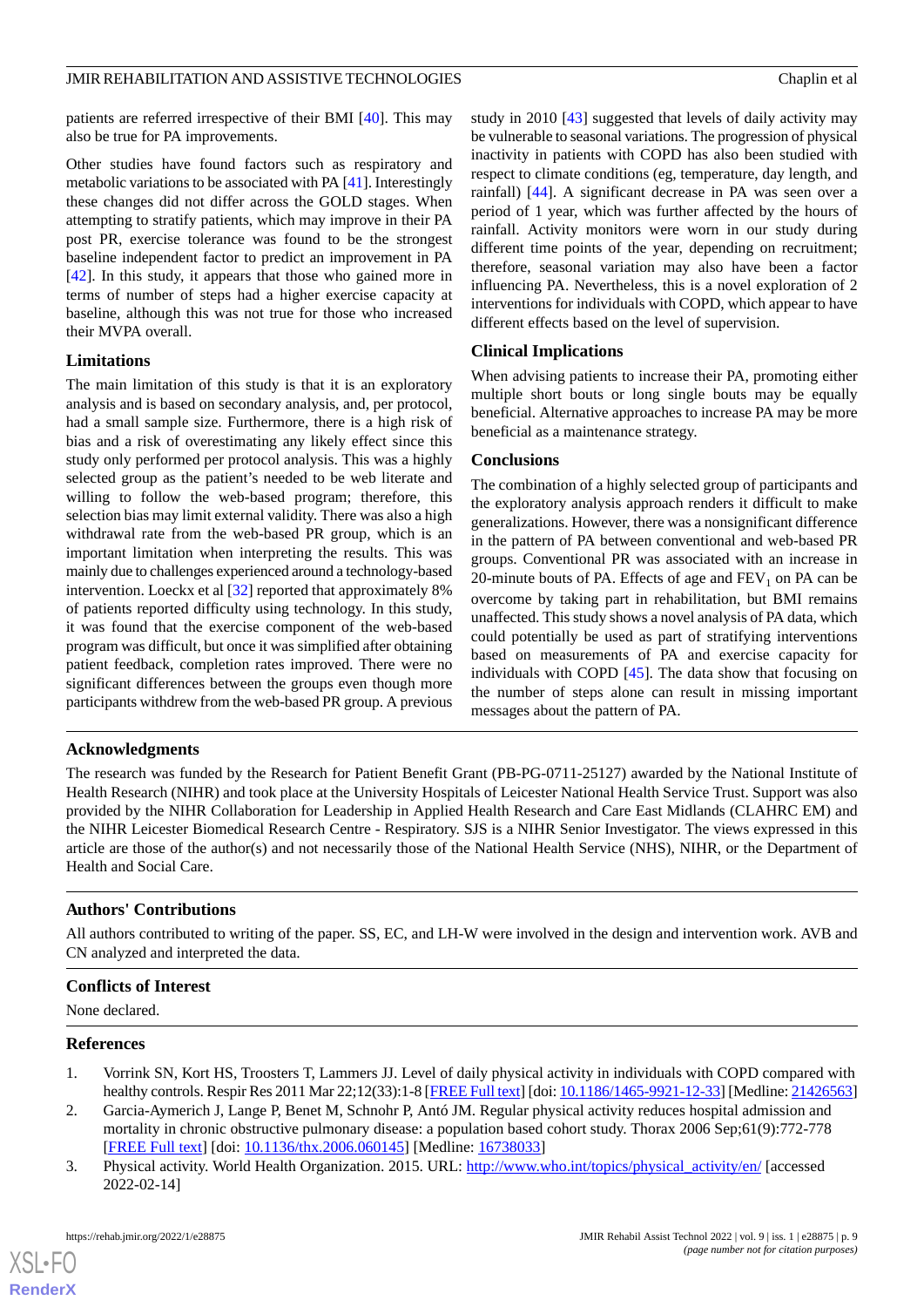patients are referred irrespective of their BMI [40]. This may also be true for PA improvements.

Other studies have found factors such as respiratory and metabolic variations to be associated with PA [41]. Interestingly these changes did not differ across the GOLD stages. When attempting to stratify patients, which may improve in their PA post PR, exercise tolerance was found to be the strongest baseline independent factor to predict an improvement in PA [42]. In this study, it appears that those who gained more in terms of number of steps had a higher exercise capacity at baseline, although this was not true for those who increased their MVPA overall.

### Limitations

The main limitation of this study is that it is an exploratory analysis and is based on secondary analysis, and, per protocol, had a small sample size. Furthermore, there is a high risk of bias and a risk of overestimating any likely effect since this study only performed per protocol analysis. This was a highly selected group as the patient's needed to be web literate and willing to follow the web-based program; therefore, this selection bias may limit external validity. There was also a high withdrawal rate from the web-based PR group, which is an important limitation when interpreting the results. This was mainly due to challenges experienced around a technology-based intervention. Loeckx et al [32] reported that approximately 8% of patients reported difficulty using technology. In this study, it was found that the exercise component of the web-based program was difficult, but once it was simplified after obtaining patient feedback, completion rates improved. There were no significant differences between the groups even though more participants withdrew from the web-based PR group. A previous study in 2010 [43] suggested that levels of daily activity may be vulnerable to seasonal variations. The progression of physical inactivity in patients with COPD has also been studied with respect to climate conditions (eg, temperature, day length, and rainfall) [44]. A significant decrease in PA was seen over a period of 1 year, which was further affected by the hours of rainfall. Activity monitors were worn in our study during different time points of the year, depending on recruitment; therefore, seasonal variation may also have been a factor influencing PA. Nevertheless, this is a novel exploration of 2 interventions for individuals with COPD, which appear to have different effects based on the level of supervision.

### Clinical Implications

When advising patients to increase their PA, promoting either multiple short bouts or long single bouts may be equally beneficial. Alternative approaches to increase PA may be more beneficial as a maintenance strategy.

### Conclusions

The combination of a highly selected group of participants and the exploratory analysis approach renders it difficult to make generalizations. However, there was a nonsignificant difference in the pattern of PA between conventional and web-based PR groups. Conventional PR was associated with an increase in 20-minute bouts of PA. Effects of age and $FEV_1$ on PA can be overcome by taking part in rehabilitation, but BMI remains unaffected. This study shows a novel analysis of PA data, which could potentially be used as part of stratifying interventions based on measurements of PA and exercise capacity for individuals with COPD [45]. The data show that focusing on the number of steps alone can result in missing important messages about the pattern of PA.

## Acknowledgments

The research was funded by the Research for Patient Benefit Grant (PB-PG-0711-25127) awarded by the National Institute of Health Research (NIHR) and took place at the University Hospitals of Leicester National Health Service Trust. Support was also provided by the NIHR Collaboration for Leadership in Applied Health Research and Care East Midlands (CLAHRC EM) and the NIHR Leicester Biomedical Research Centre - Respiratory. SJS is a NIHR Senior Investigator. The views expressed in this article are those of the author(s) and not necessarily those of the National Health Service (NHS), NIHR, or the Department of Health and Social Care.

## Authors' Contributions

All authors contributed to writing of the paper. SS, EC, and LH-W were involved in the design and intervention work. AVB and CN analyzed and interpreted the data.

## Conflicts of Interest

None declared.

## References

1. Vorrink SN, Kort HS, Troosters T, Lammers JJ. Level of daily physical activity in individuals with COPD compared with healthy controls. Respir Res 2011 Mar 22;12(33):1-8 [FREE Full text] [doi: 10.1186/1465-9921-12-33] [Medline: 21426563]
2. Garcia-Aymerich J, Lange P, Benet M, Schnohr P, Antó JM. Regular physical activity reduces hospital admission and mortality in chronic obstructive pulmonary disease: a population based cohort study. Thorax 2006 Sep;61(9):772-778 [FREE Full text] [doi: 10.1136/thx.2006.060145] [Medline: 16738033]
3. Physical activity. World Health Organization. 2015. URL: http://www.who.int/topics/physical_activity/en/ [accessed 2022-02-14]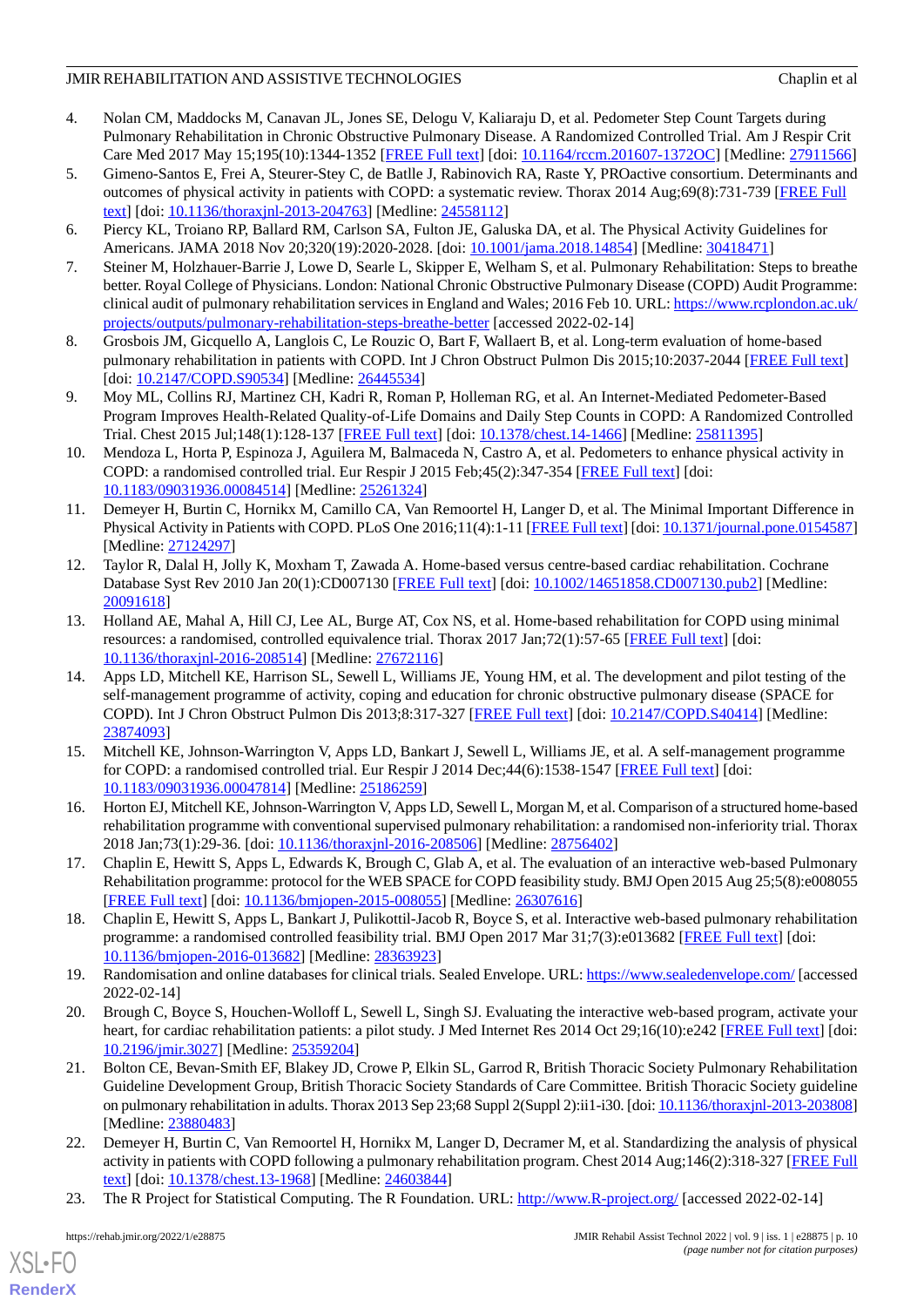4. Nolan CM, Maddocks M, Canavan JL, Jones SE, Delogu V, Kaliaraju D, et al. Pedometer Step Count Targets during Pulmonary Rehabilitation in Chronic Obstructive Pulmonary Disease. A Randomized Controlled Trial. Am J Respir Crit Care Med 2017 May 15;195(10):1344-1352 [FREE Full text] [doi: 10.1164/rccm.201607-1372OC] [Medline: 27911566]
5. Gimeno-Santos E, Frei A, Steurer-Stey C, de Batlle J, Rabinovich RA, Raste Y, PROactive consortium. Determinants and outcomes of physical activity in patients with COPD: a systematic review. Thorax 2014 Aug;69(8):731-739 [FREE Full text] [doi: 10.1136/thoraxjnl-2013-204763] [Medline: 24558112]
6. Piercy KL, Troiano RP, Ballard RM, Carlson SA, Fulton JE, Galuska DA, et al. The Physical Activity Guidelines for Americans. JAMA 2018 Nov 20;320(19):2020-2028. [doi: 10.1001/jama.2018.14854] [Medline: 30418471]
7. Steiner M, Holzhauer-Barrie J, Lowe D, Searle L, Skipper E, Welham S, et al. Pulmonary Rehabilitation: Steps to breathe better. Royal College of Physicians. London: National Chronic Obstructive Pulmonary Disease (COPD) Audit Programme: clinical audit of pulmonary rehabilitation services in England and Wales; 2016 Feb 10. URL: https://www.rcplondon.ac.uk/projects/outputs/pulmonary-rehabilitation-steps-breathe-better [accessed 2022-02-14]
8. Grosbois JM, Gicquello A, Langlois C, Le Rouzic O, Bart F, Wallaert B, et al. Long-term evaluation of home-based pulmonary rehabilitation in patients with COPD. Int J Chron Obstruct Pulmon Dis 2015;10:2037-2044 [FREE Full text] [doi: 10.2147/COPD.S90534] [Medline: 26445534]
9. Moy ML, Collins RJ, Martinez CH, Kadri R, Roman P, Holleman RG, et al. An Internet-Mediated Pedometer-Based Program Improves Health-Related Quality-of-Life Domains and Daily Step Counts in COPD: A Randomized Controlled Trial. Chest 2015 Jul;148(1):128-137 [FREE Full text] [doi: 10.1378/chest.14-1466] [Medline: 25811395]
10. Mendoza L, Horta P, Espinoza J, Aguilera M, Balmaceda N, Castro A, et al. Pedometers to enhance physical activity in COPD: a randomised controlled trial. Eur Respir J 2015 Feb;45(2):347-354 [FREE Full text] [doi: 10.1183/09031936.00084514] [Medline: 25261324]
11. Demeyer H, Burtin C, Hornikx M, Camillo CA, Van Remoortel H, Langer D, et al. The Minimal Important Difference in Physical Activity in Patients with COPD. PLoS One 2016;11(4):1-11 [FREE Full text] [doi: 10.1371/journal.pone.0154587] [Medline: 27124297]
12. Taylor R, Dalal H, Jolly K, Moxham T, Zawada A. Home-based versus centre-based cardiac rehabilitation. Cochrane Database Syst Rev 2010 Jan 20(1):CD007130 [FREE Full text] [doi: 10.1002/14651858.CD007130.pub2] [Medline: 20091618]
13. Holland AE, Mahal A, Hill CJ, Lee AL, Burge AT, Cox NS, et al. Home-based rehabilitation for COPD using minimal resources: a randomised, controlled equivalence trial. Thorax 2017 Jan;72(1):57-65 [FREE Full text] [doi: 10.1136/thoraxjnl-2016-208514] [Medline: 27672116]
14. Apps LD, Mitchell KE, Harrison SL, Sewell L, Williams JE, Young HM, et al. The development and pilot testing of the self-management programme of activity, coping and education for chronic obstructive pulmonary disease (SPACE for COPD). Int J Chron Obstruct Pulmon Dis 2013;8:317-327 [FREE Full text] [doi: 10.2147/COPD.S40414] [Medline: 23874093]
15. Mitchell KE, Johnson-Warrington V, Apps LD, Bankart J, Sewell L, Williams JE, et al. A self-management programme for COPD: a randomised controlled trial. Eur Respir J 2014 Dec;44(6):1538-1547 [FREE Full text] [doi: 10.1183/09031936.00047814] [Medline: 25186259]
16. Horton EJ, Mitchell KE, Johnson-Warrington V, Apps LD, Sewell L, Morgan M, et al. Comparison of a structured home-based rehabilitation programme with conventional supervised pulmonary rehabilitation: a randomised non-inferiority trial. Thorax 2018 Jan;73(1):29-36. [doi: 10.1136/thoraxjnl-2016-208506] [Medline: 28756402]
17. Chaplin E, Hewitt S, Apps L, Edwards K, Brough C, Glab A, et al. The evaluation of an interactive web-based Pulmonary Rehabilitation programme: protocol for the WEB SPACE for COPD feasibility study. BMJ Open 2015 Aug 25;5(8):e008055 [FREE Full text] [doi: 10.1136/bmjopen-2015-008055] [Medline: 26307616]
18. Chaplin E, Hewitt S, Apps L, Bankart J, Pulikottil-Jacob R, Boyce S, et al. Interactive web-based pulmonary rehabilitation programme: a randomised controlled feasibility trial. BMJ Open 2017 Mar 31;7(3):e013682 [FREE Full text] [doi: 10.1136/bmjopen-2016-013682] [Medline: 28363923]
19. Randomisation and online databases for clinical trials. Sealed Envelope. URL: https://www.sealedenvelope.com/ [accessed 2022-02-14]
20. Brough C, Boyce S, Houchen-Wolloff L, Sewell L, Singh SJ. Evaluating the interactive web-based program, activate your heart, for cardiac rehabilitation patients: a pilot study. J Med Internet Res 2014 Oct 29;16(10):e242 [FREE Full text] [doi: 10.2196/jmir.3027] [Medline: 25359204]
21. Bolton CE, Bevan-Smith EF, Blakey JD, Crowe P, Elkin SL, Garrod R, British Thoracic Society Pulmonary Rehabilitation Guideline Development Group, British Thoracic Society Standards of Care Committee. British Thoracic Society guideline on pulmonary rehabilitation in adults. Thorax 2013 Sep 23;68 Suppl 2(Suppl 2):ii1-i30. [doi: 10.1136/thoraxjnl-2013-203808] [Medline: 23880483]
22. Demeyer H, Burtin C, Van Remoortel H, Hornikx M, Langer D, Decramer M, et al. Standardizing the analysis of physical activity in patients with COPD following a pulmonary rehabilitation program. Chest 2014 Aug;146(2):318-327 [FREE Full text] [doi: 10.1378/chest.13-1968] [Medline: 24603844]
23. The R Project for Statistical Computing. The R Foundation. URL: http://www.R-project.org/ [accessed 2022-02-14]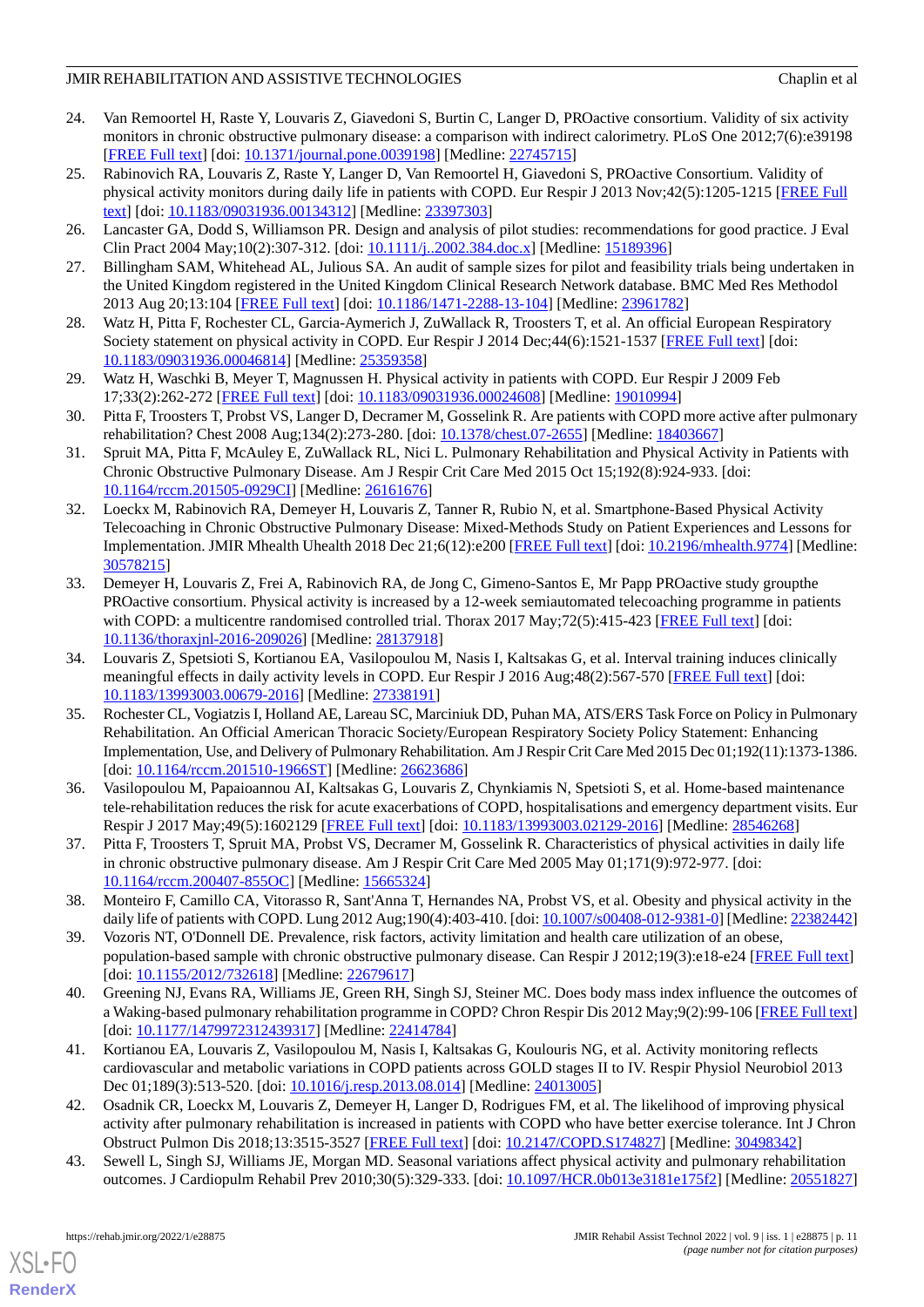24. Van Remoortel H, Raste Y, Louvaris Z, Giavedoni S, Burtin C, Langer D, PROactive consortium. Validity of six activity monitors in chronic obstructive pulmonary disease: a comparison with indirect calorimetry. PLoS One 2012;7(6):e39198 [FREE Full text] [doi: 10.1371/journal.pone.0039198] [Medline: 22745715]
25. Rabinovich RA, Louvaris Z, Raste Y, Langer D, Van Remoortel H, Giavedoni S, PROactive Consortium. Validity of physical activity monitors during daily life in patients with COPD. Eur Respir J 2013 Nov;42(5):1205-1215 [FREE Full text] [doi: 10.1183/09031936.00134312] [Medline: 23397303]
26. Lancaster GA, Dodd S, Williamson PR. Design and analysis of pilot studies: recommendations for good practice. J Eval Clin Pract 2004 May;10(2):307-312. [doi: 10.1111/j..2002.384.doc.x] [Medline: 15189396]
27. Billingham SAM, Whitehead AL, Julious SA. An audit of sample sizes for pilot and feasibility trials being undertaken in the United Kingdom registered in the United Kingdom Clinical Research Network database. BMC Med Res Methodol 2013 Aug 20;13:104 [FREE Full text] [doi: 10.1186/1471-2288-13-104] [Medline: 23961782]
28. Watz H, Pitta F, Rochester CL, Garcia-Aymerich J, ZuWallack R, Troosters T, et al. An official European Respiratory Society statement on physical activity in COPD. Eur Respir J 2014 Dec;44(6):1521-1537 [FREE Full text] [doi: 10.1183/09031936.00046814] [Medline: 25359358]
29. Watz H, Waschki B, Meyer T, Magnussen H. Physical activity in patients with COPD. Eur Respir J 2009 Feb 17;33(2):262-272 [FREE Full text] [doi: 10.1183/09031936.00024608] [Medline: 19010994]
30. Pitta F, Troosters T, Probst VS, Langer D, Decramer M, Gosselink R. Are patients with COPD more active after pulmonary rehabilitation? Chest 2008 Aug;134(2):273-280. [doi: 10.1378/chest.07-2655] [Medline: 18403667]
31. Spruit MA, Pitta F, McAuley E, ZuWallack RL, Nici L. Pulmonary Rehabilitation and Physical Activity in Patients with Chronic Obstructive Pulmonary Disease. Am J Respir Crit Care Med 2015 Oct 15;192(8):924-933. [doi: 10.1164/rccm.201505-0929CI] [Medline: 26161676]
32. Loeckx M, Rabinovich RA, Demeyer H, Louvaris Z, Tanner R, Rubio N, et al. Smartphone-Based Physical Activity Telecoaching in Chronic Obstructive Pulmonary Disease: Mixed-Methods Study on Patient Experiences and Lessons for Implementation. JMIR Mhealth Uhealth 2018 Dec 21;6(12):e200 [FREE Full text] [doi: 10.2196/mhealth.9774] [Medline: 30578215]
33. Demeyer H, Louvaris Z, Frei A, Rabinovich RA, de Jong C, Gimeno-Santos E, Mr Papp PROactive study groupthe PROactive consortium. Physical activity is increased by a 12-week semiautomated telecoaching programme in patients with COPD: a multicentre randomised controlled trial. Thorax 2017 May;72(5):415-423 [FREE Full text] [doi: 10.1136/thoraxjnl-2016-209026] [Medline: 28137918]
34. Louvaris Z, Spetsioti S, Kortianou EA, Vasilopoulou M, Nasis I, Kaltsakas G, et al. Interval training induces clinically meaningful effects in daily activity levels in COPD. Eur Respir J 2016 Aug;48(2):567-570 [FREE Full text] [doi: 10.1183/13993003.00679-2016] [Medline: 27338191]
35. Rochester CL, Vogiatzis I, Holland AE, Lareau SC, Marciniuk DD, Puhan MA, ATS/ERS Task Force on Policy in Pulmonary Rehabilitation. An Official American Thoracic Society/European Respiratory Society Policy Statement: Enhancing Implementation, Use, and Delivery of Pulmonary Rehabilitation. Am J Respir Crit Care Med 2015 Dec 01;192(11):1373-1386. [doi: 10.1164/rccm.201510-1966ST] [Medline: 26623686]
36. Vasilopoulou M, Papaioannou AI, Kaltsakas G, Louvaris Z, Chynkiamis N, Spetsioti S, et al. Home-based maintenance tele-rehabilitation reduces the risk for acute exacerbations of COPD, hospitalisations and emergency department visits. Eur Respir J 2017 May;49(5):1602129 [FREE Full text] [doi: 10.1183/13993003.02129-2016] [Medline: 28546268]
37. Pitta F, Troosters T, Spruit MA, Probst VS, Decramer M, Gosselink R. Characteristics of physical activities in daily life in chronic obstructive pulmonary disease. Am J Respir Crit Care Med 2005 May 01;171(9):972-977. [doi: 10.1164/rccm.200407-855OC] [Medline: 15665324]
38. Monteiro F, Camillo CA, Vitorasso R, Sant'Anna T, Hernandes NA, Probst VS, et al. Obesity and physical activity in the daily life of patients with COPD. Lung 2012 Aug;190(4):403-410. [doi: 10.1007/s00408-012-9381-0] [Medline: 22382442]
39. Vozoris NT, O'Donnell DE. Prevalence, risk factors, activity limitation and health care utilization of an obese, population-based sample with chronic obstructive pulmonary disease. Can Respir J 2012;19(3):e18-e24 [FREE Full text] [doi: 10.1155/2012/732618] [Medline: 22679617]
40. Greening NJ, Evans RA, Williams JE, Green RH, Singh SJ, Steiner MC. Does body mass index influence the outcomes of a Waking-based pulmonary rehabilitation programme in COPD? Chron Respir Dis 2012 May;9(2):99-106 [FREE Full text] [doi: 10.1177/1479972312439317] [Medline: 22414784]
41. Kortianou EA, Louvaris Z, Vasilopoulou M, Nasis I, Kaltsakas G, Koulouris NG, et al. Activity monitoring reflects cardiovascular and metabolic variations in COPD patients across GOLD stages II to IV. Respir Physiol Neurobiol 2013 Dec 01;189(3):513-520. [doi: 10.1016/j.resp.2013.08.014] [Medline: 24013005]
42. Osadnik CR, Loeckx M, Louvaris Z, Demeyer H, Langer D, Rodrigues FM, et al. The likelihood of improving physical activity after pulmonary rehabilitation is increased in patients with COPD who have better exercise tolerance. Int J Chron Obstruct Pulmon Dis 2018;13:3515-3527 [FREE Full text] [doi: 10.2147/COPD.S174827] [Medline: 30498342]
43. Sewell L, Singh SJ, Williams JE, Morgan MD. Seasonal variations affect physical activity and pulmonary rehabilitation outcomes. J Cardiopulm Rehabil Prev 2010;30(5):329-333. [doi: 10.1097/HCR.0b013e3181e175f2] [Medline: 20551827]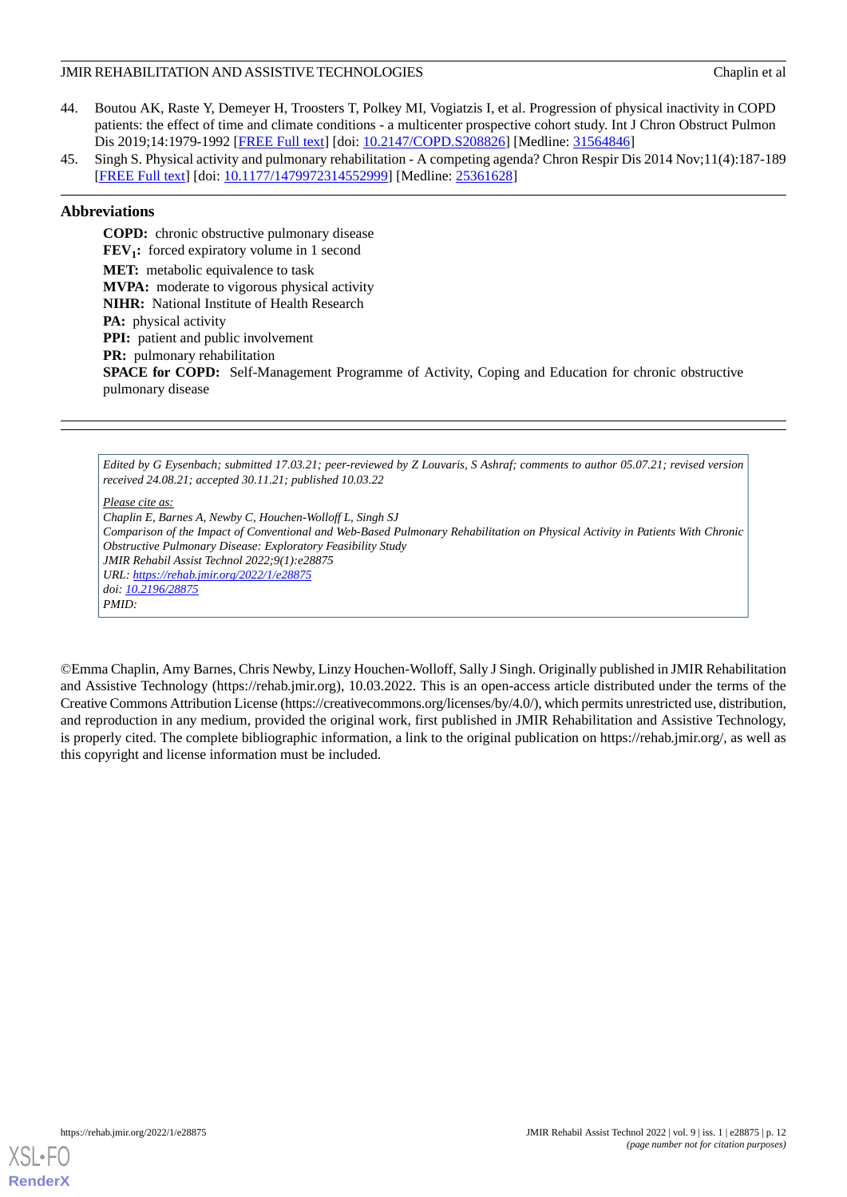44. Boutou AK, Raste Y, Demeyer H, Troosters T, Polkey MI, Vogiatzis I, et al. Progression of physical inactivity in COPD patients: the effect of time and climate conditions - a multicenter prospective cohort study. Int J Chron Obstruct Pulmon Dis 2019;14:1979-1992 [FREE Full text] [doi: 10.2147/COPD.S208826] [Medline: 31564846]
45. Singh S. Physical activity and pulmonary rehabilitation - A competing agenda? Chron Respir Dis 2014 Nov;11(4):187-189 [FREE Full text] [doi: 10.1177/1479972314552999] [Medline: 25361628]

## Abbreviations

**COPD:** chronic obstructive pulmonary disease
**$FEV_1$:** forced expiratory volume in 1 second
**MET:** metabolic equivalence to task
**MVPA:** moderate to vigorous physical activity
**NIHR:** National Institute of Health Research
**PA:** physical activity
**PPI:** patient and public involvement
**PR:** pulmonary rehabilitation
**SPACE for COPD:** Self-Management Programme of Activity, Coping and Education for chronic obstructive pulmonary disease

---

*Edited by G Eysenbach; submitted 17.03.21; peer-reviewed by Z Louvaris, S Ashraf; comments to author 05.07.21; revised version received 24.08.21; accepted 30.11.21; published 10.03.22*

*Please cite as:*
*Chaplin E, Barnes A, Newby C, Houchen-Wolloff L, Singh SJ*
*Comparison of the Impact of Conventional and Web-Based Pulmonary Rehabilitation on Physical Activity in Patients With Chronic Obstructive Pulmonary Disease: Exploratory Feasibility Study*
*JMIR Rehabil Assist Technol 2022;9(1):e28875*
*URL: https://rehab.jmir.org/2022/1/e28875*
*doi: 10.2196/28875*
*PMID:*

©Emma Chaplin, Amy Barnes, Chris Newby, Linzy Houchen-Wolloff, Sally J Singh. Originally published in JMIR Rehabilitation and Assistive Technology (https://rehab.jmir.org), 10.03.2022. This is an open-access article distributed under the terms of the Creative Commons Attribution License (https://creativecommons.org/licenses/by/4.0/), which permits unrestricted use, distribution, and reproduction in any medium, provided the original work, first published in JMIR Rehabilitation and Assistive Technology, is properly cited. The complete bibliographic information, a link to the original publication on https://rehab.jmir.org/, as well as this copyright and license information must be included.